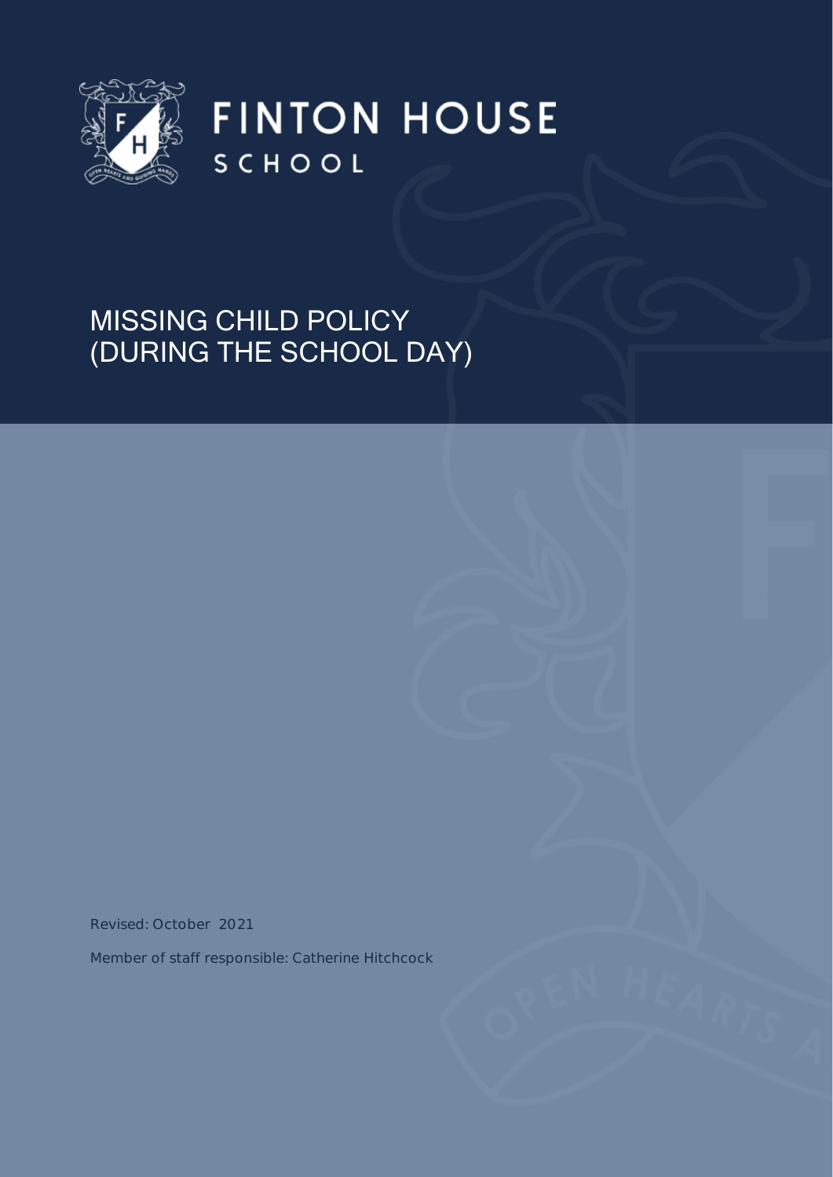FINTON HOUSE

SCHOOL

# MISSING CHILD POLICY (DURING THE SCHOOL DAY)

Revised: October 2021

Member of staff responsible: Catherine Hitchcock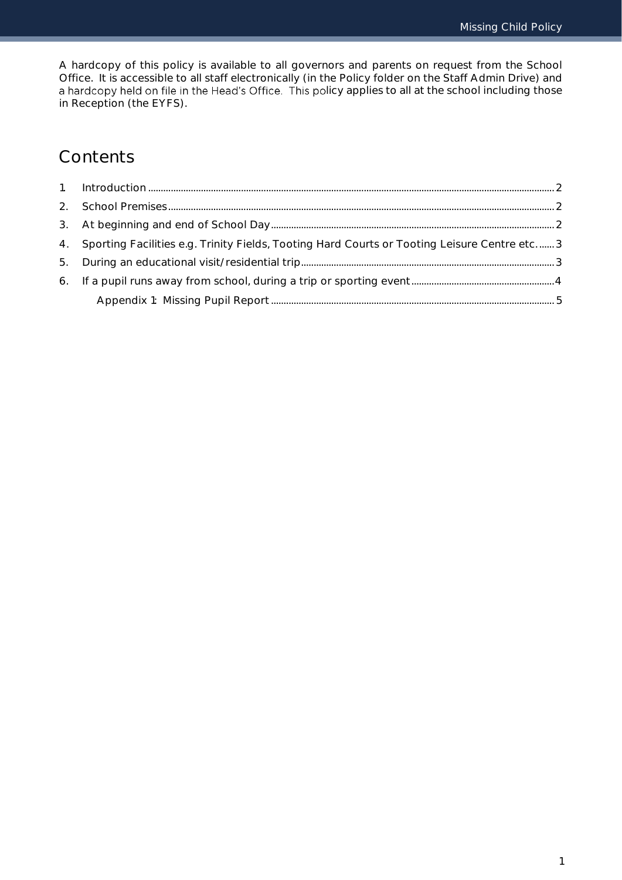A hardcopy of this policy is available to all governors and parents on request from the School Office. It is accessible to all staff electronically (in the Policy folder on the Staff Admin Drive) and a hardcopy held on file in the Head's Office. This policy applies to all at the school including those in Reception (the EYFS).

## Contents

1. Introduction ..... 2
2. School Premises ..... 2
3. At beginning and end of School Day ..... 2
4. Sporting Facilities e.g. Trinity Fields, Tooting Hard Courts or Tooting Leisure Centre etc. ..... 3
5. During an educational visit/residential trip ..... 3
6. If a pupil runs away from school, during a trip or sporting event ..... 4

    Appendix 1: Missing Pupil Report ..... 5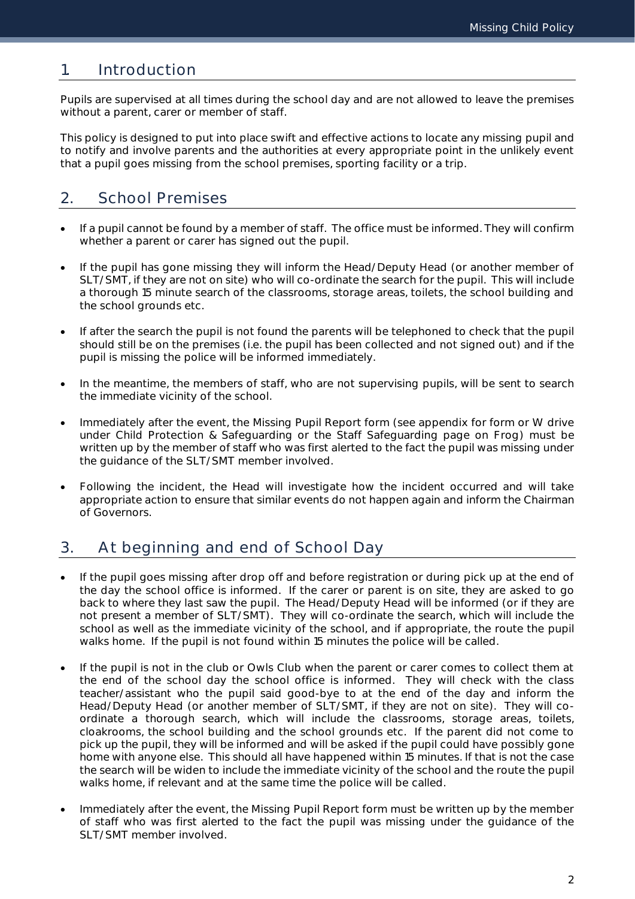## 1 Introduction

Pupils are supervised at all times during the school day and are not allowed to leave the premises without a parent, carer or member of staff.

This policy is designed to put into place swift and effective actions to locate any missing pupil and to notify and involve parents and the authorities at every appropriate point in the unlikely event that a pupil goes missing from the school premises, sporting facility or a trip.

## 2. School Premises

- If a pupil cannot be found by a member of staff. The office must be informed. They will confirm whether a parent or carer has signed out the pupil.
- If the pupil has gone missing they will inform the Head/Deputy Head (or another member of SLT/SMT, if they are not on site) who will co-ordinate the search for the pupil. This will include a thorough 15 minute search of the classrooms, storage areas, toilets, the school building and the school grounds etc.
- If after the search the pupil is not found the parents will be telephoned to check that the pupil should still be on the premises (i.e. the pupil has been collected and not signed out) and if the pupil is missing the police will be informed immediately.
- In the meantime, the members of staff, who are not supervising pupils, will be sent to search the immediate vicinity of the school.
- Immediately after the event, the Missing Pupil Report form (see appendix for form or W drive under Child Protection & Safeguarding or the Staff Safeguarding page on Frog) must be written up by the member of staff who was first alerted to the fact the pupil was missing under the guidance of the SLT/SMT member involved.
- Following the incident, the Head will investigate how the incident occurred and will take appropriate action to ensure that similar events do not happen again and inform the Chairman of Governors.

## 3. At beginning and end of School Day

- If the pupil goes missing after drop off and before registration or during pick up at the end of the day the school office is informed. If the carer or parent is on site, they are asked to go back to where they last saw the pupil. The Head/Deputy Head will be informed (or if they are not present a member of SLT/SMT). They will co-ordinate the search, which will include the school as well as the immediate vicinity of the school, and if appropriate, the route the pupil walks home. If the pupil is not found within 15 minutes the police will be called.
- If the pupil is not in the club or Owls Club when the parent or carer comes to collect them at the end of the school day the school office is informed. They will check with the class teacher/assistant who the pupil said good-bye to at the end of the day and inform the Head/Deputy Head (or another member of SLT/SMT, if they are not on site). They will co-ordinate a thorough search, which will include the classrooms, storage areas, toilets, cloakrooms, the school building and the school grounds etc. If the parent did not come to pick up the pupil, they will be informed and will be asked if the pupil could have possibly gone home with anyone else. This should all have happened within 15 minutes. If that is not the case the search will be widen to include the immediate vicinity of the school and the route the pupil walks home, if relevant and at the same time the police will be called.
- Immediately after the event, the Missing Pupil Report form must be written up by the member of staff who was first alerted to the fact the pupil was missing under the guidance of the SLT/SMT member involved.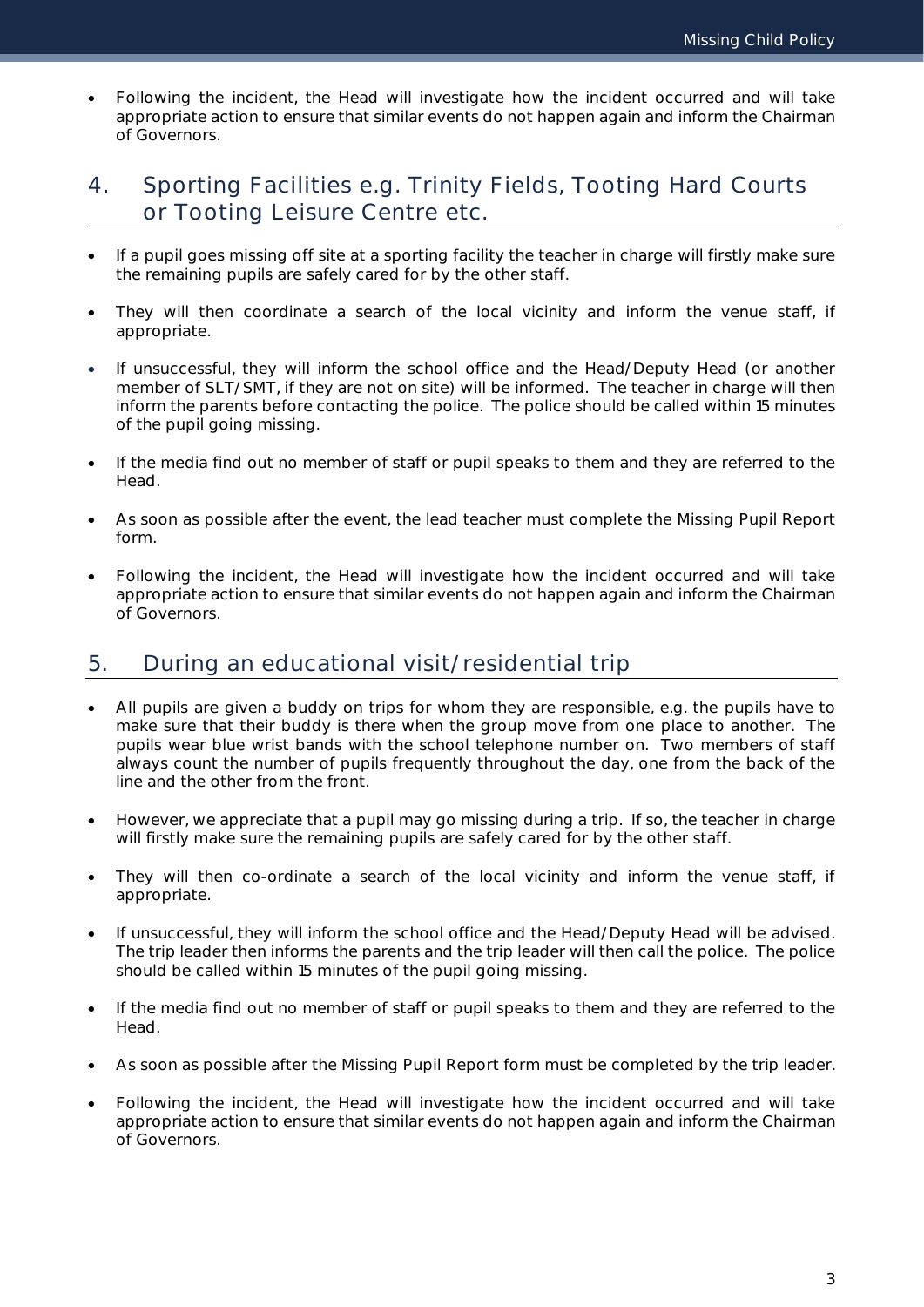- Following the incident, the Head will investigate how the incident occurred and will take appropriate action to ensure that similar events do not happen again and inform the Chairman of Governors.

## 4. Sporting Facilities e.g. Trinity Fields, Tooting Hard Courts or Tooting Leisure Centre etc.

- If a pupil goes missing off site at a sporting facility the teacher in charge will firstly make sure the remaining pupils are safely cared for by the other staff.

- They will then coordinate a search of the local vicinity and inform the venue staff, if appropriate.

- If unsuccessful, they will inform the school office and the Head/Deputy Head (or another member of SLT/SMT, if they are not on site) will be informed. The teacher in charge will then inform the parents before contacting the police. The police should be called within 15 minutes of the pupil going missing.

- If the media find out no member of staff or pupil speaks to them and they are referred to the Head.

- As soon as possible after the event, the lead teacher must complete the Missing Pupil Report form.

- Following the incident, the Head will investigate how the incident occurred and will take appropriate action to ensure that similar events do not happen again and inform the Chairman of Governors.

## 5. During an educational visit/residential trip

- All pupils are given a buddy on trips for whom they are responsible, e.g. the pupils have to make sure that their buddy is there when the group move from one place to another. The pupils wear blue wrist bands with the school telephone number on. Two members of staff always count the number of pupils frequently throughout the day, one from the back of the line and the other from the front.

- However, we appreciate that a pupil may go missing during a trip. If so, the teacher in charge will firstly make sure the remaining pupils are safely cared for by the other staff.

- They will then co-ordinate a search of the local vicinity and inform the venue staff, if appropriate.

- If unsuccessful, they will inform the school office and the Head/Deputy Head will be advised. The trip leader then informs the parents and the trip leader will then call the police. The police should be called within 15 minutes of the pupil going missing.

- If the media find out no member of staff or pupil speaks to them and they are referred to the Head.

- As soon as possible after the Missing Pupil Report form must be completed by the trip leader.

- Following the incident, the Head will investigate how the incident occurred and will take appropriate action to ensure that similar events do not happen again and inform the Chairman of Governors.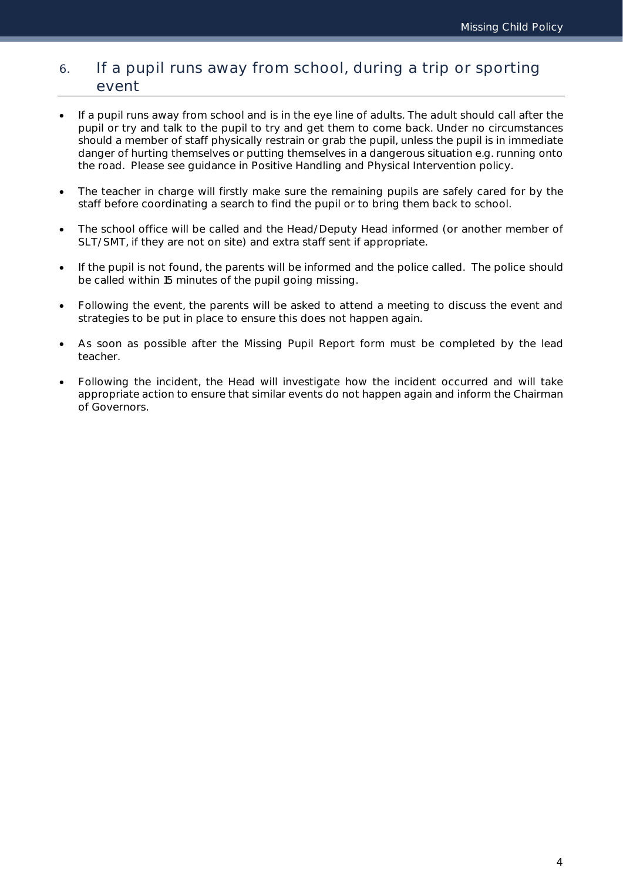## 6. If a pupil runs away from school, during a trip or sporting event

- If a pupil runs away from school and is in the eye line of adults. The adult should call after the pupil or try and talk to the pupil to try and get them to come back. Under no circumstances should a member of staff physically restrain or grab the pupil, unless the pupil is in immediate danger of hurting themselves or putting themselves in a dangerous situation e.g. running onto the road. Please see guidance in Positive Handling and Physical Intervention policy.

- The teacher in charge will firstly make sure the remaining pupils are safely cared for by the staff before coordinating a search to find the pupil or to bring them back to school.

- The school office will be called and the Head/Deputy Head informed (or another member of SLT/SMT, if they are not on site) and extra staff sent if appropriate.

- If the pupil is not found, the parents will be informed and the police called. The police should be called within 15 minutes of the pupil going missing.

- Following the event, the parents will be asked to attend a meeting to discuss the event and strategies to be put in place to ensure this does not happen again.

- As soon as possible after the Missing Pupil Report form must be completed by the lead teacher.

- Following the incident, the Head will investigate how the incident occurred and will take appropriate action to ensure that similar events do not happen again and inform the Chairman of Governors.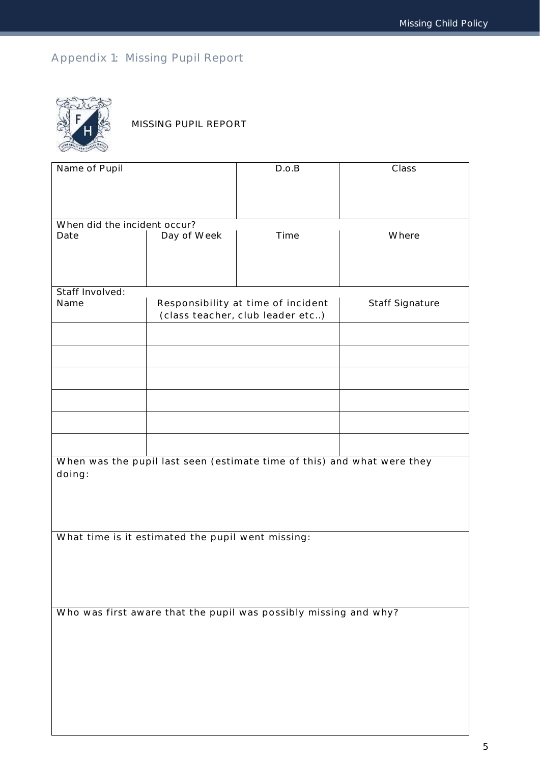## Appendix 1: Missing Pupil Report

MISSING PUPIL REPORT

| Name of Pupil | | D.o.B | Class |
|---|---|---|---|
| | | | |
| **When did the incident occur?** | | | |
| Date | Day of Week | Time | Where |
| | | | |
| **Staff Involved:** | | | |
| Name | Responsibility at time of incident (class teacher, club leader etc..) | | Staff Signature |
| | | | |
| | | | |
| | | | |
| | | | |
| | | | |
| | | | |
| When was the pupil last seen (estimate time of this) and what were they doing: | | | |
| | | | |
| What time is it estimated the pupil went missing: | | | |
| | | | |
| Who was first aware that the pupil was possibly missing and why? | | | |
| | | | |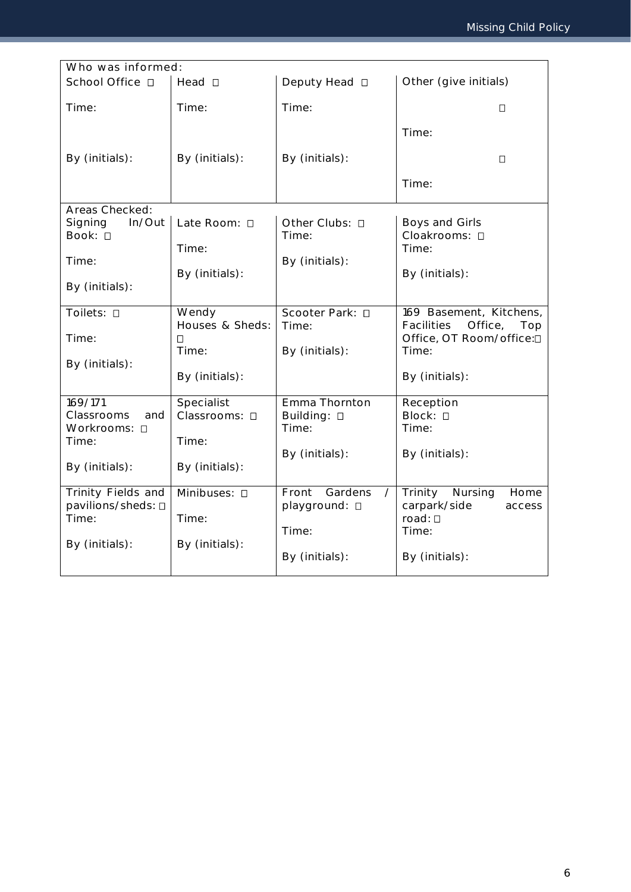| Who was informed: | | | |
|---|---|---|---|
| School Office ☐<br><br>Time:<br><br>By (initials): | Head ☐<br><br>Time:<br><br>By (initials): | Deputy Head ☐<br><br>Time:<br><br>By (initials): | Other (give initials)<br><br>☐<br><br>Time:<br><br>☐<br><br>Time: |
| **Areas Checked:** | | | |
| Signing In/Out Book: ☐<br><br>Time:<br><br>By (initials): | Late Room: ☐<br><br>Time:<br><br>By (initials): | Other Clubs: ☐<br>Time:<br><br>By (initials): | Boys and Girls Cloakrooms: ☐<br>Time:<br><br>By (initials): |
| Toilets: ☐<br><br>Time:<br><br>By (initials): | Wendy Houses & Sheds: ☐<br>Time:<br><br>By (initials): | Scooter Park: ☐<br>Time:<br><br>By (initials): | 169 Basement, Kitchens, Facilities Office, Top Office, OT Room/office:☐<br>Time:<br><br>By (initials): |
| 169/171 Classrooms and Workrooms: ☐<br>Time:<br><br>By (initials): | Specialist Classrooms: ☐<br><br>Time:<br><br>By (initials): | Emma Thornton Building: ☐<br>Time:<br><br>By (initials): | Reception Block: ☐<br>Time:<br><br>By (initials): |
| Trinity Fields and pavilions/sheds: ☐<br>Time:<br><br>By (initials): | Minibuses: ☐<br><br>Time:<br><br>By (initials): | Front Gardens / playground: ☐<br><br>Time:<br><br>By (initials): | Trinity Nursing Home carpark/side access road: ☐<br>Time:<br><br>By (initials): |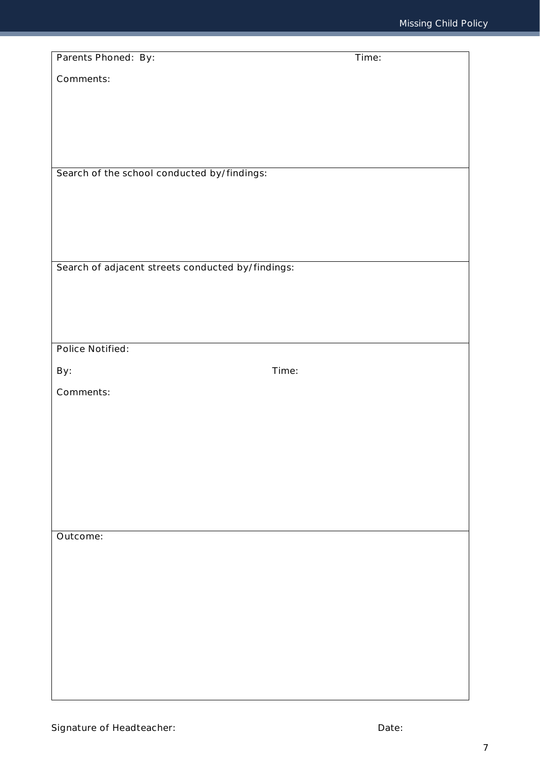| |
|---|
| Parents Phoned: By: Time:<br><br>Comments: |
| Search of the school conducted by/findings: |
| Search of adjacent streets conducted by/findings: |
| Police Notified:<br><br>By: Time:<br><br>Comments: |
| Outcome: |

Signature of Headteacher: Date: